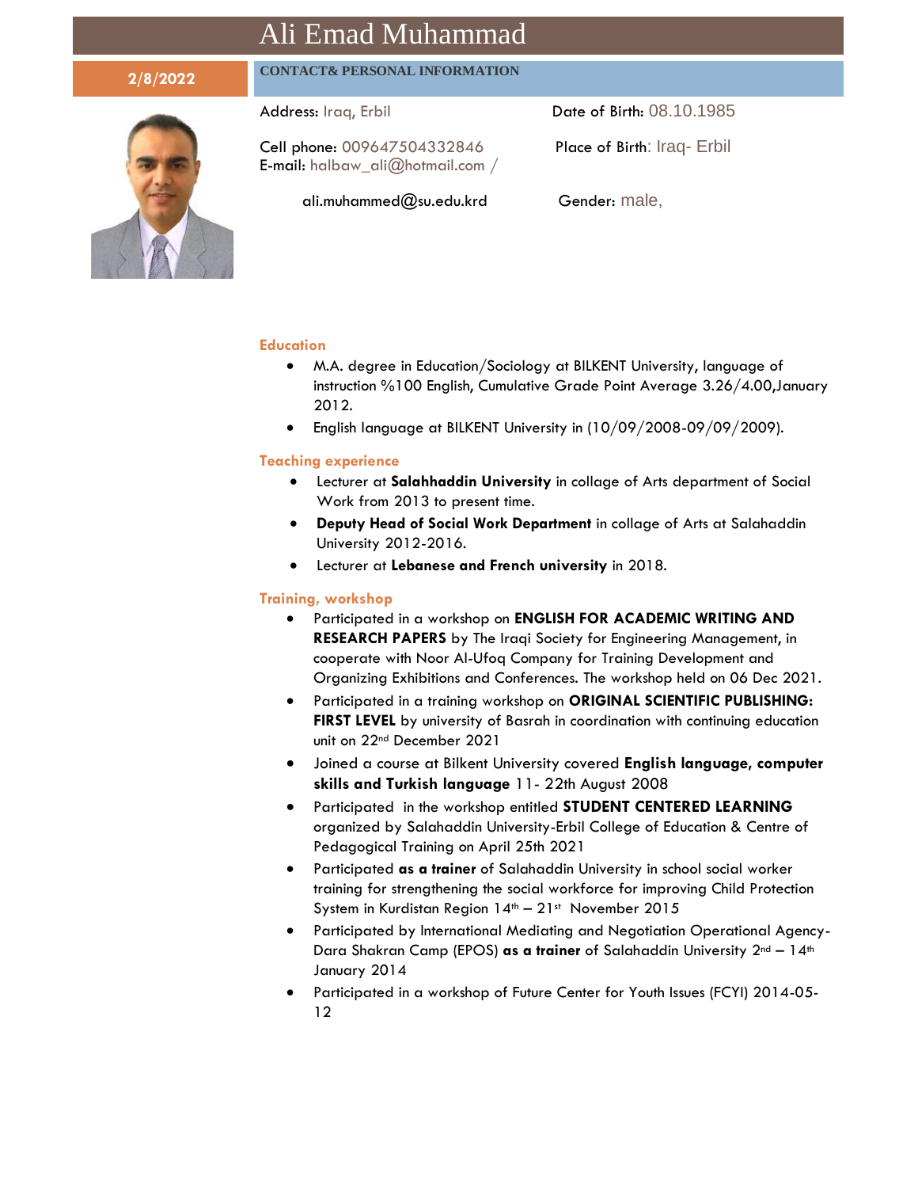# Ali Emad Muhammad

**2/8/2022**

## CONTACT& PERSONAL INFORMATION

Address: Iraq, Erbil

Cell phone: 009647504332846
E-mail: halbaw_ali@hotmail.com /

ali.muhammed@su.edu.krd

Date of Birth: 08.10.1985

Place of Birth: Iraq- Erbil

Gender: male,

### Education

- M.A. degree in Education/Sociology at BILKENT University, language of instruction %100 English, Cumulative Grade Point Average 3.26/4.00,January 2012.
- English language at BILKENT University in (10/09/2008-09/09/2009).

### Teaching experience

- Lecturer at **Salahhaddin University** in collage of Arts department of Social Work from 2013 to present time.
- **Deputy Head of Social Work Department** in collage of Arts at Salahaddin University 2012-2016.
- Lecturer at **Lebanese and French university** in 2018.

### Training, workshop

- Participated in a workshop on **ENGLISH FOR ACADEMIC WRITING AND RESEARCH PAPERS** by The Iraqi Society for Engineering Management, in cooperate with Noor Al-Ufoq Company for Training Development and Organizing Exhibitions and Conferences. The workshop held on 06 Dec 2021.
- Participated in a training workshop on **ORIGINAL SCIENTIFIC PUBLISHING: FIRST LEVEL** by university of Basrah in coordination with continuing education unit on 22nd December 2021
- Joined a course at Bilkent University covered **English language, computer skills and Turkish language** 11- 22th August 2008
- Participated in the workshop entitled **STUDENT CENTERED LEARNING** organized by Salahaddin University-Erbil College of Education & Centre of Pedagogical Training on April 25th 2021
- Participated **as a trainer** of Salahaddin University in school social worker training for strengthening the social workforce for improving Child Protection System in Kurdistan Region 14th – 21st November 2015
- Participated by International Mediating and Negotiation Operational Agency-Dara Shakran Camp (EPOS) **as a trainer** of Salahaddin University 2nd – 14th January 2014
- Participated in a workshop of Future Center for Youth Issues (FCYI) 2014-05-12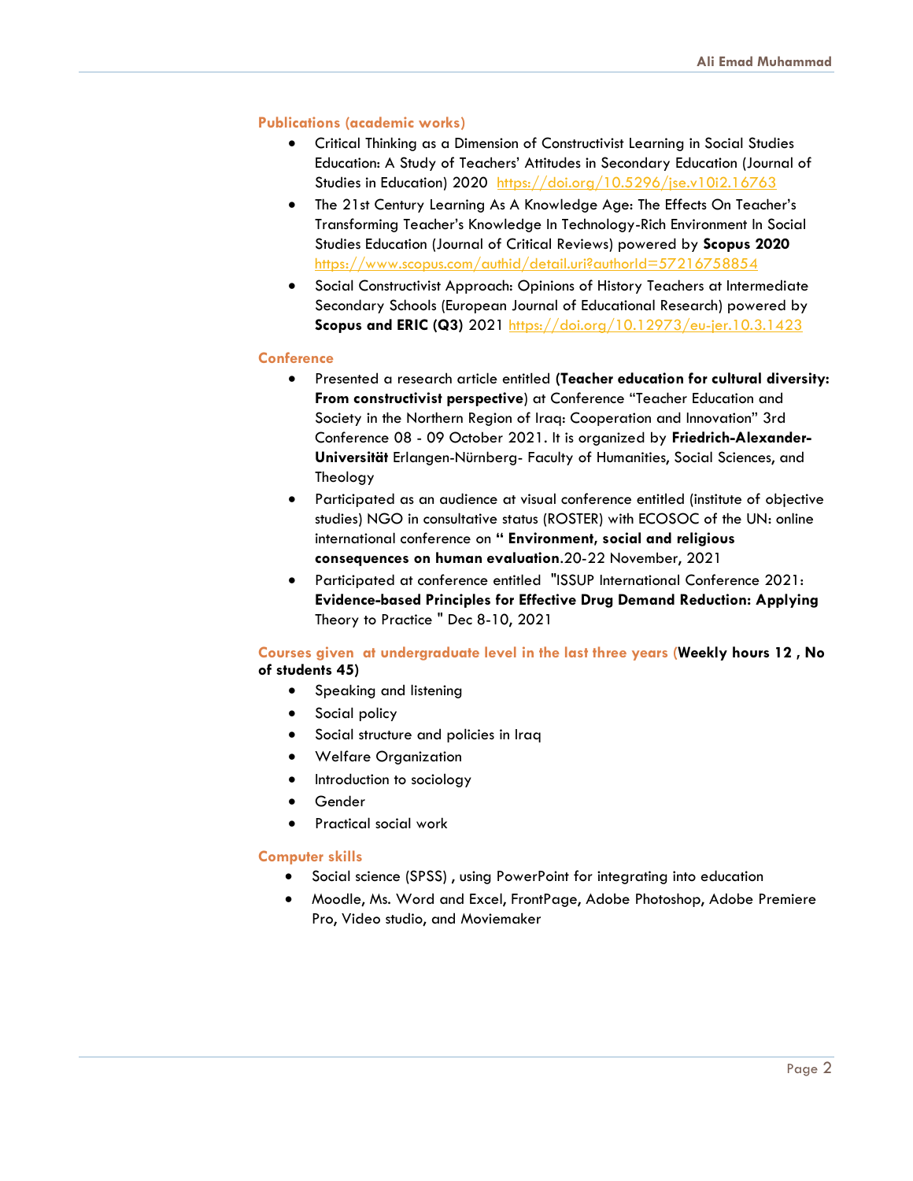### Publications (academic works)

- Critical Thinking as a Dimension of Constructivist Learning in Social Studies Education: A Study of Teachers' Attitudes in Secondary Education (Journal of Studies in Education) 2020 https://doi.org/10.5296/jse.v10i2.16763
- The 21st Century Learning As A Knowledge Age: The Effects On Teacher's Transforming Teacher's Knowledge In Technology-Rich Environment In Social Studies Education (Journal of Critical Reviews) powered by **Scopus 2020** https://www.scopus.com/authid/detail.uri?authorId=57216758854
- Social Constructivist Approach: Opinions of History Teachers at Intermediate Secondary Schools (European Journal of Educational Research) powered by **Scopus and ERIC (Q3)** 2021 https://doi.org/10.12973/eu-jer.10.3.1423

### Conference

- Presented a research article entitled **(Teacher education for cultural diversity: From constructivist perspective**) at Conference "Teacher Education and Society in the Northern Region of Iraq: Cooperation and Innovation" 3rd Conference 08 - 09 October 2021. It is organized by **Friedrich-Alexander-Universität** Erlangen-Nürnberg- Faculty of Humanities, Social Sciences, and Theology
- Participated as an audience at visual conference entitled (institute of objective studies) NGO in consultative status (ROSTER) with ECOSOC of the UN: online international conference on **" Environment, social and religious consequences on human evaluation**.20-22 November, 2021
- Participated at conference entitled "ISSUP International Conference 2021: **Evidence-based Principles for Effective Drug Demand Reduction: Applying** Theory to Practice " Dec 8-10, 2021

### Courses given at undergraduate level in the last three years (**Weekly hours 12 , No of students 45)**

- Speaking and listening
- Social policy
- Social structure and policies in Iraq
- Welfare Organization
- Introduction to sociology
- Gender
- Practical social work

### Computer skills

- Social science (SPSS) , using PowerPoint for integrating into education
- Moodle, Ms. Word and Excel, FrontPage, Adobe Photoshop, Adobe Premiere Pro, Video studio, and Moviemaker